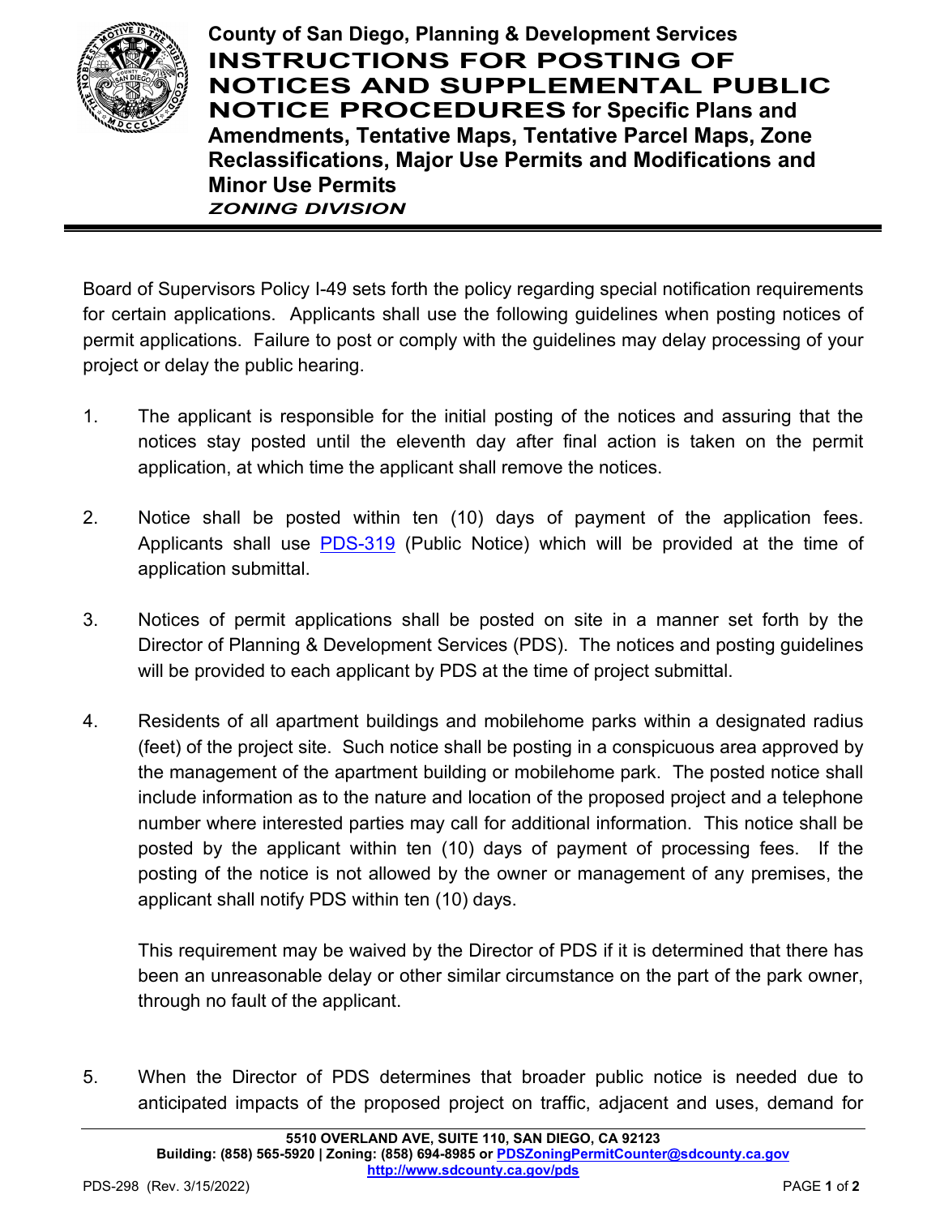County of San Diego, Planning & Development Services

# INSTRUCTIONS FOR POSTING OF NOTICES AND SUPPLEMENTAL PUBLIC NOTICE PROCEDURES for Specific Plans and Amendments, Tentative Maps, Tentative Parcel Maps, Zone Reclassifications, Major Use Permits and Modifications and Minor Use Permits

***ZONING DIVISION***

Board of Supervisors Policy I-49 sets forth the policy regarding special notification requirements for certain applications. Applicants shall use the following guidelines when posting notices of permit applications. Failure to post or comply with the guidelines may delay processing of your project or delay the public hearing.

1. The applicant is responsible for the initial posting of the notices and assuring that the notices stay posted until the eleventh day after final action is taken on the permit application, at which time the applicant shall remove the notices.

2. Notice shall be posted within ten (10) days of payment of the application fees. Applicants shall use PDS-319 (Public Notice) which will be provided at the time of application submittal.

3. Notices of permit applications shall be posted on site in a manner set forth by the Director of Planning & Development Services (PDS). The notices and posting guidelines will be provided to each applicant by PDS at the time of project submittal.

4. Residents of all apartment buildings and mobilehome parks within a designated radius (feet) of the project site. Such notice shall be posting in a conspicuous area approved by the management of the apartment building or mobilehome park. The posted notice shall include information as to the nature and location of the proposed project and a telephone number where interested parties may call for additional information. This notice shall be posted by the applicant within ten (10) days of payment of processing fees. If the posting of the notice is not allowed by the owner or management of any premises, the applicant shall notify PDS within ten (10) days.

   This requirement may be waived by the Director of PDS if it is determined that there has been an unreasonable delay or other similar circumstance on the part of the park owner, through no fault of the applicant.

5. When the Director of PDS determines that broader public notice is needed due to anticipated impacts of the proposed project on traffic, adjacent and uses, demand for

5510 OVERLAND AVE, SUITE 110, SAN DIEGO, CA 92123
Building: (858) 565-5920 | Zoning: (858) 694-8985 or PDSZoningPermitCounter@sdcounty.ca.gov
http://www.sdcounty.ca.gov/pds

PDS-298 (Rev. 3/15/2022)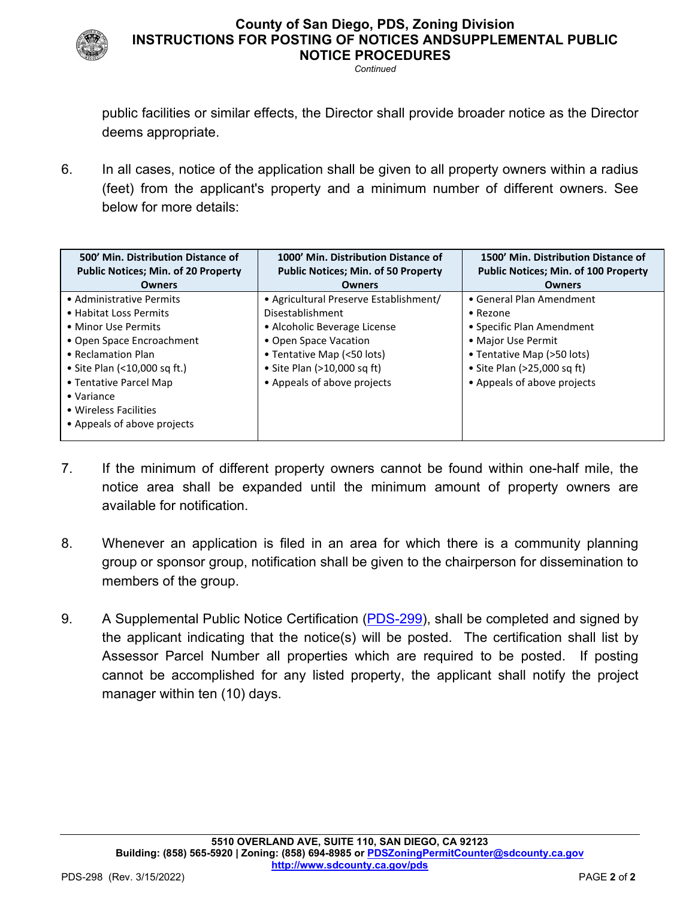public facilities or similar effects, the Director shall provide broader notice as the Director deems appropriate.

6. In all cases, notice of the application shall be given to all property owners within a radius (feet) from the applicant's property and a minimum number of different owners. See below for more details:

| 500' Min. Distribution Distance of Public Notices; Min. of 20 Property Owners | 1000' Min. Distribution Distance of Public Notices; Min. of 50 Property Owners | 1500' Min. Distribution Distance of Public Notices; Min. of 100 Property Owners |
|---|---|---|
| • Administrative Permits<br>• Habitat Loss Permits<br>• Minor Use Permits<br>• Open Space Encroachment<br>• Reclamation Plan<br>• Site Plan (<10,000 sq ft.)<br>• Tentative Parcel Map<br>• Variance<br>• Wireless Facilities<br>• Appeals of above projects | • Agricultural Preserve Establishment/ Disestablishment<br>• Alcoholic Beverage License<br>• Open Space Vacation<br>• Tentative Map (<50 lots)<br>• Site Plan (>10,000 sq ft)<br>• Appeals of above projects | • General Plan Amendment<br>• Rezone<br>• Specific Plan Amendment<br>• Major Use Permit<br>• Tentative Map (>50 lots)<br>• Site Plan (>25,000 sq ft)<br>• Appeals of above projects |

7. If the minimum of different property owners cannot be found within one-half mile, the notice area shall be expanded until the minimum amount of property owners are available for notification.

8. Whenever an application is filed in an area for which there is a community planning group or sponsor group, notification shall be given to the chairperson for dissemination to members of the group.

9. A Supplemental Public Notice Certification (PDS-299), shall be completed and signed by the applicant indicating that the notice(s) will be posted. The certification shall list by Assessor Parcel Number all properties which are required to be posted. If posting cannot be accomplished for any listed property, the applicant shall notify the project manager within ten (10) days.